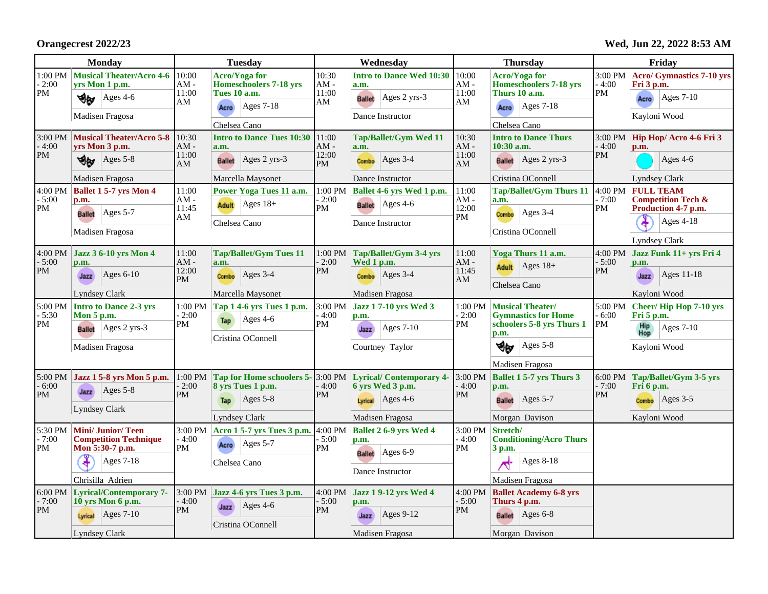**Orangecrest 2022/23** | **Wed, Jun 22, 2022 8:53 AM**

| Monday | | Tuesday | | Wednesday | | Thursday | | Friday | |
|---|---|---|---|---|---|---|---|---|---|
| 1:00 PM - 2:00 PM | **Musical Theater/Acro 4-6 yrs Mon 1 p.m.**<br>Ages 4-6<br>Madisen Fragosa | 10:00 AM - 11:00 AM | **Acro/Yoga for Homeschoolers 7-18 yrs Tues 10 a.m.**<br>Acro Ages 7-18<br>Chelsea Cano | 10:30 AM - 11:00 AM | **Intro to Dance Wed 10:30 a.m.**<br>Ballet Ages 2 yrs-3<br>Dance Instructor | 10:00 AM - 11:00 AM | **Acro/Yoga for Homeschoolers 7-18 yrs Thurs 10 a.m.**<br>Acro Ages 7-18<br>Chelsea Cano | 3:00 PM - 4:00 PM | **Acro/ Gymnastics 7-10 yrs Fri 3 p.m.**<br>Acro Ages 7-10<br>Kayloni Wood |
| 3:00 PM - 4:00 PM | **Musical Theater/Acro 5-8 yrs Mon 3 p.m.**<br>Ages 5-8<br>Madisen Fragosa | 10:30 AM - 11:00 AM | **Intro to Dance Tues 10:30 a.m.**<br>Ballet Ages 2 yrs-3<br>Marcella Maysonet | 11:00 AM - 12:00 PM | **Tap/Ballet/Gym Wed 11 a.m.**<br>Combo Ages 3-4<br>Dance Instructor | 10:30 AM - 11:00 AM | **Intro to Dance Thurs 10:30 a.m.**<br>Ballet Ages 2 yrs-3<br>Cristina OConnell | 3:00 PM - 4:00 PM | **Hip Hop/ Acro 4-6 Fri 3 p.m.**<br>Ages 4-6<br>Lyndsey Clark |
| 4:00 PM - 5:00 PM | **Ballet 1 5-7 yrs Mon 4 p.m.**<br>Ballet Ages 5-7<br>Madisen Fragosa | 11:00 AM - 11:45 AM | **Power Yoga Tues 11 a.m.**<br>Adult Ages 18+<br>Chelsea Cano | 1:00 PM - 2:00 PM | **Ballet 4-6 yrs Wed 1 p.m.**<br>Ballet Ages 4-6<br>Dance Instructor | 11:00 AM - 12:00 PM | **Tap/Ballet/Gym Thurs 11 a.m.**<br>Combo Ages 3-4<br>Cristina OConnell | 4:00 PM - 7:00 PM | **FULL TEAM Competition Tech & Production 4-7 p.m.**<br>Ages 4-18<br>Lyndsey Clark |
| 4:00 PM - 5:00 PM | **Jazz 3 6-10 yrs Mon 4 p.m.**<br>Jazz Ages 6-10<br>Lyndsey Clark | 11:00 AM - 12:00 PM | **Tap/Ballet/Gym Tues 11 a.m.**<br>Combo Ages 3-4<br>Marcella Maysonet | 1:00 PM - 2:00 PM | **Tap/Ballet/Gym 3-4 yrs Wed 1 p.m.**<br>Combo Ages 3-4<br>Madisen Fragosa | 11:00 AM - 11:45 AM | **Yoga Thurs 11 a.m.**<br>Adult Ages 18+<br>Chelsea Cano | 4:00 PM - 5:00 PM | **Jazz Funk 11+ yrs Fri 4 p.m.**<br>Jazz Ages 11-18<br>Kayloni Wood |
| 5:00 PM - 5:30 PM | **Intro to Dance 2-3 yrs Mon 5 p.m.**<br>Ballet Ages 2 yrs-3<br>Madisen Fragosa | 1:00 PM - 2:00 PM | **Tap 1 4-6 yrs Tues 1 p.m.**<br>Tap Ages 4-6<br>Cristina OConnell | 3:00 PM - 4:00 PM | **Jazz 1 7-10 yrs Wed 3 p.m.**<br>Jazz Ages 7-10<br>Courtney Taylor | 1:00 PM - 2:00 PM | **Musical Theater/ Gymnastics for Home schoolers 5-8 yrs Thurs 1 p.m.**<br>Ages 5-8<br>Madisen Fragosa | 5:00 PM - 6:00 PM | **Cheer/ Hip Hop 7-10 yrs Fri 5 p.m.**<br>Hip Hop Ages 7-10<br>Kayloni Wood |
| 5:00 PM - 6:00 PM | **Jazz 1 5-8 yrs Mon 5 p.m.**<br>Jazz Ages 5-8<br>Lyndsey Clark | 1:00 PM - 2:00 PM | **Tap for Home schoolers 5-8 yrs Tues 1 p.m.**<br>Tap Ages 5-8<br>Lyndsey Clark | 3:00 PM - 4:00 PM | **Lyrical/ Contemporary 4-6 yrs Wed 3 p.m.**<br>Lyrical Ages 4-6<br>Madisen Fragosa | 3:00 PM - 4:00 PM | **Ballet 1 5-7 yrs Thurs 3 p.m.**<br>Ballet Ages 5-7<br>Morgan Davison | 6:00 PM - 7:00 PM | **Tap/Ballet/Gym 3-5 yrs Fri 6 p.m.**<br>Combo Ages 3-5<br>Kayloni Wood |
| 5:30 PM - 7:00 PM | **Mini/ Junior/ Teen Competition Technique Mon 5:30-7 p.m.**<br>Ages 7-18<br>Chrisilla Adrien | 3:00 PM - 4:00 PM | **Acro 1 5-7 yrs Tues 3 p.m.**<br>Acro Ages 5-7<br>Chelsea Cano | 4:00 PM - 5:00 PM | **Ballet 2 6-9 yrs Wed 4 p.m.**<br>Ballet Ages 6-9<br>Dance Instructor | 3:00 PM - 4:00 PM | **Stretch/ Conditioning/Acro Thurs 3 p.m.**<br>Ages 8-18<br>Madisen Fragosa | | |
| 6:00 PM - 7:00 PM | **Lyrical/Contemporary 7-10 yrs Mon 6 p.m.**<br>Lyrical Ages 7-10<br>Lyndsey Clark | 3:00 PM - 4:00 PM | **Jazz 4-6 yrs Tues 3 p.m.**<br>Jazz Ages 4-6<br>Cristina OConnell | 4:00 PM - 5:00 PM | **Jazz 1 9-12 yrs Wed 4 p.m.**<br>Jazz Ages 9-12<br>Madisen Fragosa | 4:00 PM - 5:00 PM | **Ballet Academy 6-8 yrs Thurs 4 p.m.**<br>Ballet Ages 6-8<br>Morgan Davison | | |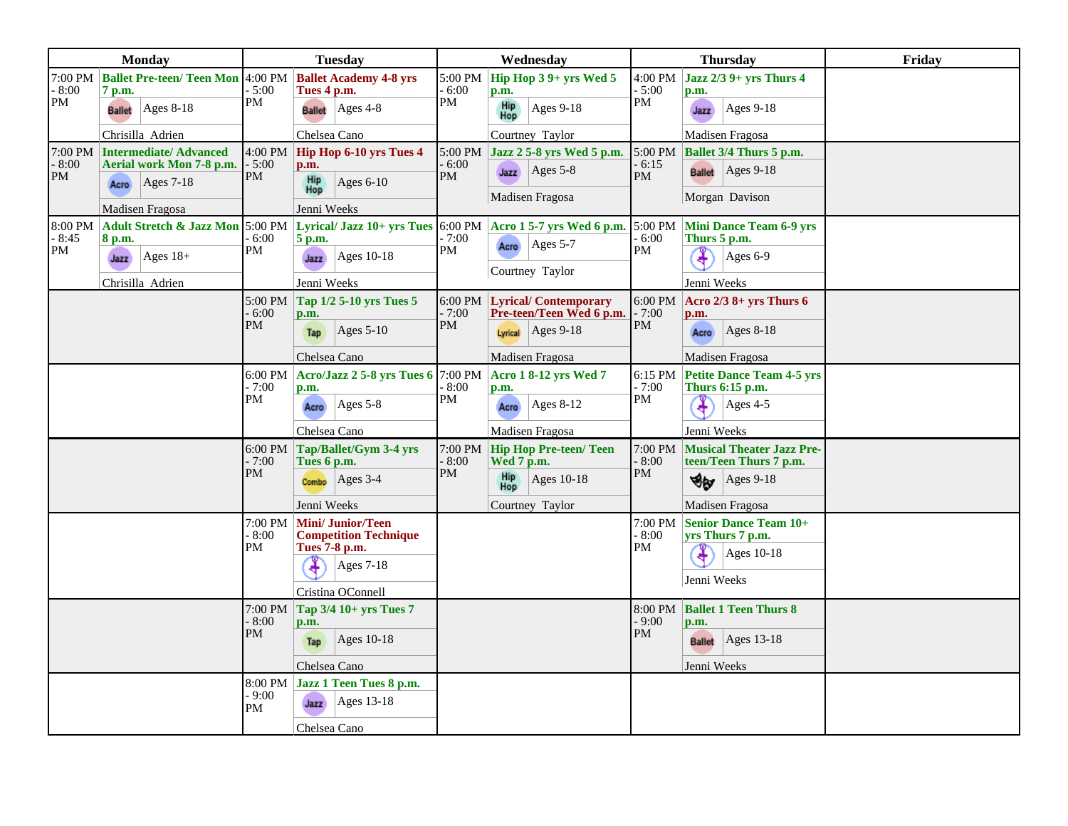| Monday | | Tuesday | | Wednesday | | Thursday | | Friday |
|---|---|---|---|---|---|---|---|---|
| 7:00 PM - 8:00 PM | **Ballet Pre-teen/ Teen Mon 7 p.m.** Ballet Ages 8-18 Chrisilla Adrien | 4:00 PM - 5:00 PM | **Ballet Academy 4-8 yrs Tues 4 p.m.** Ballet Ages 4-8 Chelsea Cano | 5:00 PM - 6:00 PM | **Hip Hop 3 9+ yrs Wed 5 p.m.** Hip Hop Ages 9-18 Courtney Taylor | 4:00 PM - 5:00 PM | **Jazz 2/3 9+ yrs Thurs 4 p.m.** Jazz Ages 9-18 Madisen Fragosa | |
| 7:00 PM - 8:00 PM | **Intermediate/ Advanced Aerial work Mon 7-8 p.m.** Acro Ages 7-18 Madisen Fragosa | 4:00 PM - 5:00 PM | **Hip Hop 6-10 yrs Tues 4 p.m.** Hip Hop Ages 6-10 Jenni Weeks | 5:00 PM - 6:00 PM | **Jazz 2 5-8 yrs Wed 5 p.m.** Jazz Ages 5-8 Madisen Fragosa | 5:00 PM - 6:15 PM | **Ballet 3/4 Thurs 5 p.m.** Ballet Ages 9-18 Morgan Davison | |
| 8:00 PM - 8:45 PM | **Adult Stretch & Jazz Mon 8 p.m.** Jazz Ages 18+ Chrisilla Adrien | 5:00 PM - 6:00 PM | **Lyrical/ Jazz 10+ yrs Tues 5 p.m.** Jazz Ages 10-18 Jenni Weeks | 6:00 PM - 7:00 PM | **Acro 1 5-7 yrs Wed 6 p.m.** Acro Ages 5-7 Courtney Taylor | 5:00 PM - 6:00 PM | **Mini Dance Team 6-9 yrs Thurs 5 p.m.** Ages 6-9 Jenni Weeks | |
| | | 5:00 PM - 6:00 PM | **Tap 1/2 5-10 yrs Tues 5 p.m.** Tap Ages 5-10 Chelsea Cano | 6:00 PM - 7:00 PM | **Lyrical/ Contemporary Pre-teen/Teen Wed 6 p.m.** Lyrical Ages 9-18 Madisen Fragosa | 6:00 PM - 7:00 PM | **Acro 2/3 8+ yrs Thurs 6 p.m.** Acro Ages 8-18 Madisen Fragosa | |
| | | 6:00 PM - 7:00 PM | **Acro/Jazz 2 5-8 yrs Tues 6 p.m.** Acro Ages 5-8 Chelsea Cano | 7:00 PM - 8:00 PM | **Acro 1 8-12 yrs Wed 7 p.m.** Acro Ages 8-12 Madisen Fragosa | 6:15 PM - 7:00 PM | **Petite Dance Team 4-5 yrs Thurs 6:15 p.m.** Ages 4-5 Jenni Weeks | |
| | | 6:00 PM - 7:00 PM | **Tap/Ballet/Gym 3-4 yrs Tues 6 p.m.** Combo Ages 3-4 Jenni Weeks | 7:00 PM - 8:00 PM | **Hip Hop Pre-teen/ Teen Wed 7 p.m.** Hip Hop Ages 10-18 Courtney Taylor | 7:00 PM - 8:00 PM | **Musical Theater Jazz Pre-teen/Teen Thurs 7 p.m.** Ages 9-18 Madisen Fragosa | |
| | | 7:00 PM - 8:00 PM | **Mini/ Junior/Teen Competition Technique Tues 7-8 p.m.** Ages 7-18 Cristina OConnell | | | 7:00 PM - 8:00 PM | **Senior Dance Team 10+ yrs Thurs 7 p.m.** Ages 10-18 Jenni Weeks | |
| | | 7:00 PM - 8:00 PM | **Tap 3/4 10+ yrs Tues 7 p.m.** Tap Ages 10-18 Chelsea Cano | | | 8:00 PM - 9:00 PM | **Ballet 1 Teen Thurs 8 p.m.** Ballet Ages 13-18 Jenni Weeks | |
| | | 8:00 PM - 9:00 PM | **Jazz 1 Teen Tues 8 p.m.** Jazz Ages 13-18 Chelsea Cano | | | | | |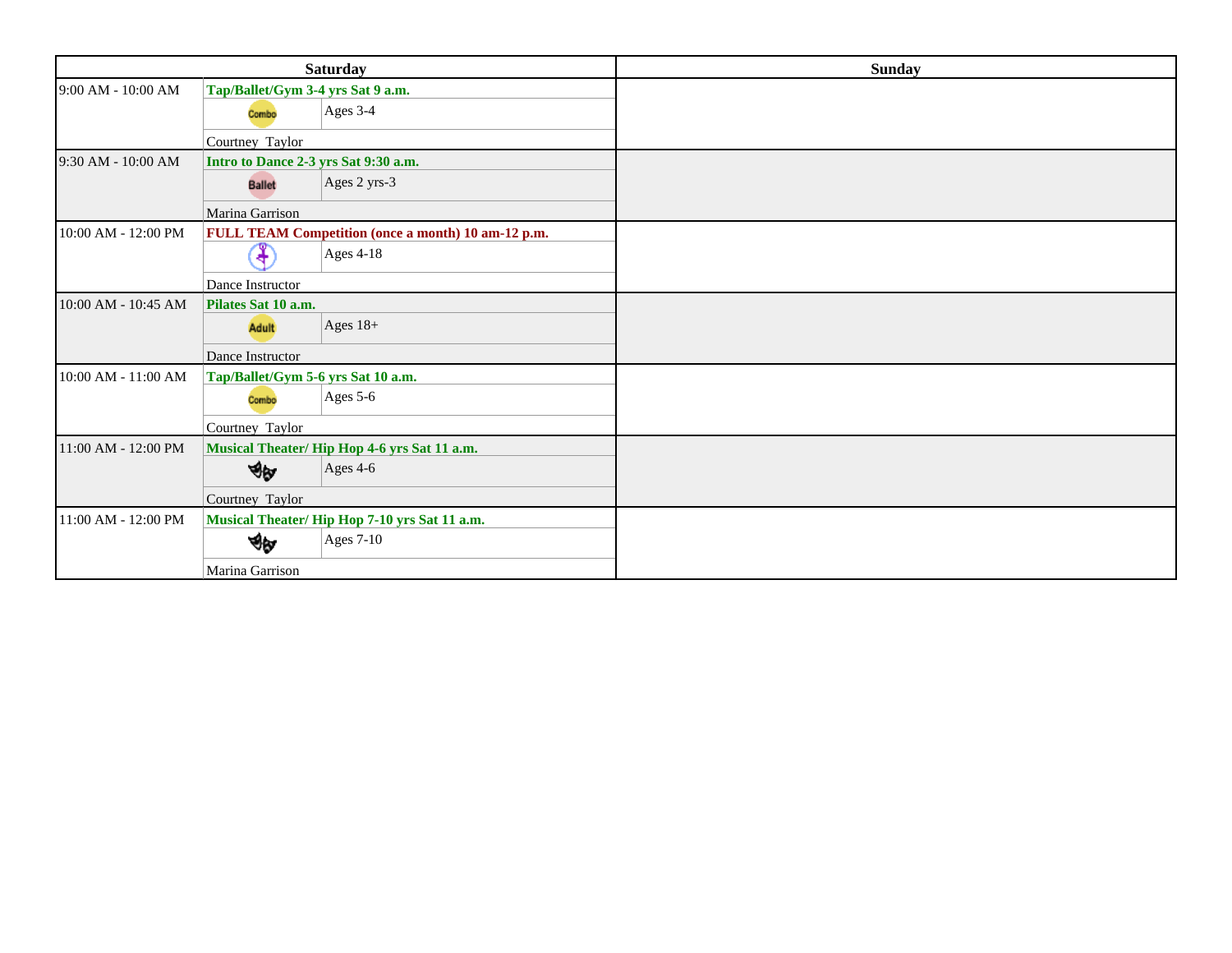| Saturday | | Sunday |
|---|---|---|
| 9:00 AM - 10:00 AM | **Tap/Ballet/Gym 3-4 yrs Sat 9 a.m.**<br>Combo — Ages 3-4<br>Courtney Taylor | |
| 9:30 AM - 10:00 AM | **Intro to Dance 2-3 yrs Sat 9:30 a.m.**<br>Ballet — Ages 2 yrs-3<br>Marina Garrison | |
| 10:00 AM - 12:00 PM | **FULL TEAM Competition (once a month) 10 am-12 p.m.**<br>Ages 4-18<br>Dance Instructor | |
| 10:00 AM - 10:45 AM | **Pilates Sat 10 a.m.**<br>Adult — Ages 18+<br>Dance Instructor | |
| 10:00 AM - 11:00 AM | **Tap/Ballet/Gym 5-6 yrs Sat 10 a.m.**<br>Combo — Ages 5-6<br>Courtney Taylor | |
| 11:00 AM - 12:00 PM | **Musical Theater/ Hip Hop 4-6 yrs Sat 11 a.m.**<br>Ages 4-6<br>Courtney Taylor | |
| 11:00 AM - 12:00 PM | **Musical Theater/ Hip Hop 7-10 yrs Sat 11 a.m.**<br>Ages 7-10<br>Marina Garrison | |